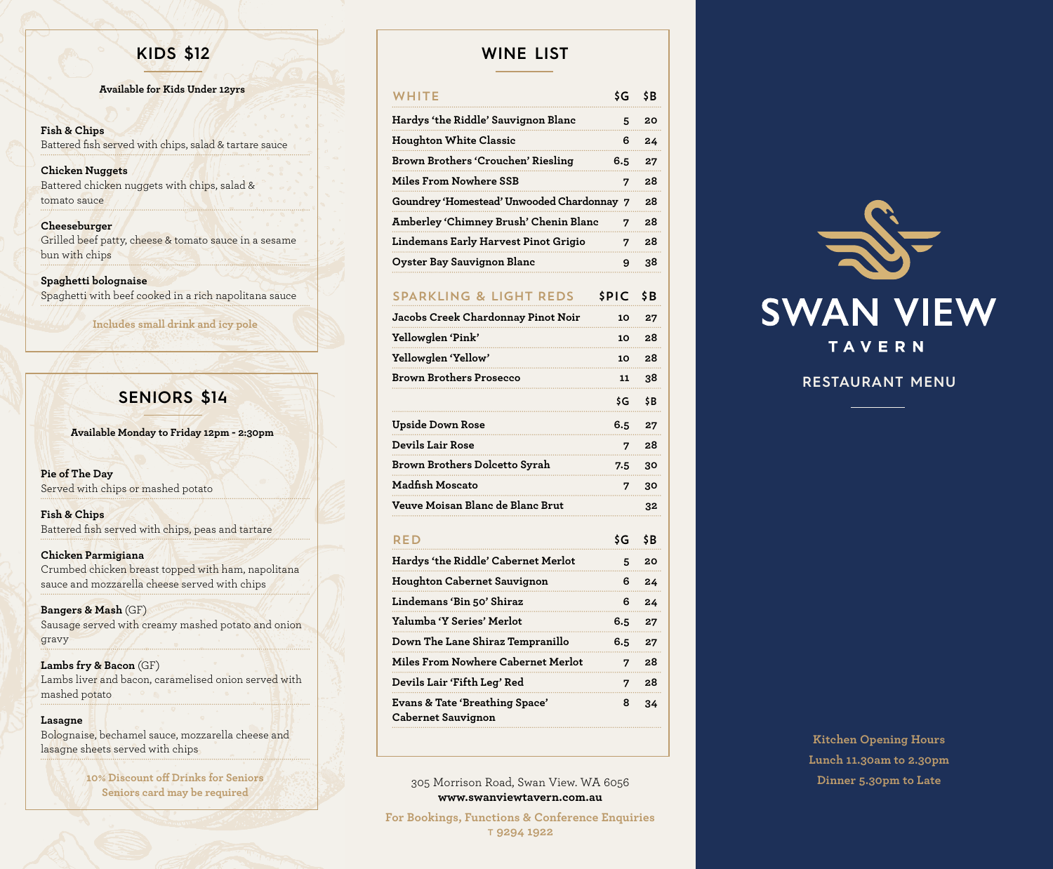## KIDS $12

**Available for Kids Under 12yrs**

**Fish & Chips**
Battered fish served with chips, salad & tartare sauce

**Chicken Nuggets**
Battered chicken nuggets with chips, salad & tomato sauce

**Cheeseburger**
Grilled beef patty, cheese & tomato sauce in a sesame bun with chips

**Spaghetti bolognaise**
Spaghetti with beef cooked in a rich napolitana sauce

**Includes small drink and icy pole**

## SENIORS $14

**Available Monday to Friday 12pm - 2:30pm**

**Pie of The Day**
Served with chips or mashed potato

**Fish & Chips**
Battered fish served with chips, peas and tartare

**Chicken Parmigiana**
Crumbed chicken breast topped with ham, napolitana sauce and mozzarella cheese served with chips

**Bangers & Mash** (GF)
Sausage served with creamy mashed potato and onion gravy

**Lambs fry & Bacon** (GF)
Lambs liver and bacon, caramelised onion served with mashed potato

**Lasagne**
Bolognaise, bechamel sauce, mozzarella cheese and lasagne sheets served with chips

**10% Discount off Drinks for Seniors**
**Seniors card may be required**

## WINE LIST

| WHITE | $G | $B |
|---|---|---|
| Hardys 'the Riddle' Sauvignon Blanc | 5 | 20 |
| Houghton White Classic | 6 | 24 |
| Brown Brothers 'Crouchen' Riesling | 6.5 | 27 |
| Miles From Nowhere SSB | 7 | 28 |
| Goundrey 'Homestead' Unwooded Chardonnay | 7 | 28 |
| Amberley 'Chimney Brush' Chenin Blanc | 7 | 28 |
| Lindemans Early Harvest Pinot Grigio | 7 | 28 |
| Oyster Bay Sauvignon Blanc | 9 | 38 |

| SPARKLING & LIGHT REDS | $PIC | $B |
|---|---|---|
| Jacobs Creek Chardonnay Pinot Noir | 10 | 27 |
| Yellowglen 'Pink' | 10 | 28 |
| Yellowglen 'Yellow' | 10 | 28 |
| Brown Brothers Prosecco | 11 | 38 |
| | $G | $B |
| Upside Down Rose | 6.5 | 27 |
| Devils Lair Rose | 7 | 28 |
| Brown Brothers Dolcetto Syrah | 7.5 | 30 |
| Madfish Moscato | 7 | 30 |
| Veuve Moisan Blanc de Blanc Brut | | 32 |

| RED | $G | $B |
|---|---|---|
| Hardys 'the Riddle' Cabernet Merlot | 5 | 20 |
| Houghton Cabernet Sauvignon | 6 | 24 |
| Lindemans 'Bin 50' Shiraz | 6 | 24 |
| Yalumba 'Y Series' Merlot | 6.5 | 27 |
| Down The Lane Shiraz Tempranillo | 6.5 | 27 |
| Miles From Nowhere Cabernet Merlot | 7 | 28 |
| Devils Lair 'Fifth Leg' Red | 7 | 28 |
| Evans & Tate 'Breathing Space' Cabernet Sauvignon | 8 | 34 |

305 Morrison Road, Swan View. WA 6056
**www.swanviewtavern.com.au**

**For Bookings, Functions & Conference Enquiries**
**T 9294 1922**

# SWAN VIEW
## TAVERN

### RESTAURANT MENU

**Kitchen Opening Hours**
**Lunch 11.30am to 2.30pm**
**Dinner 5.30pm to Late**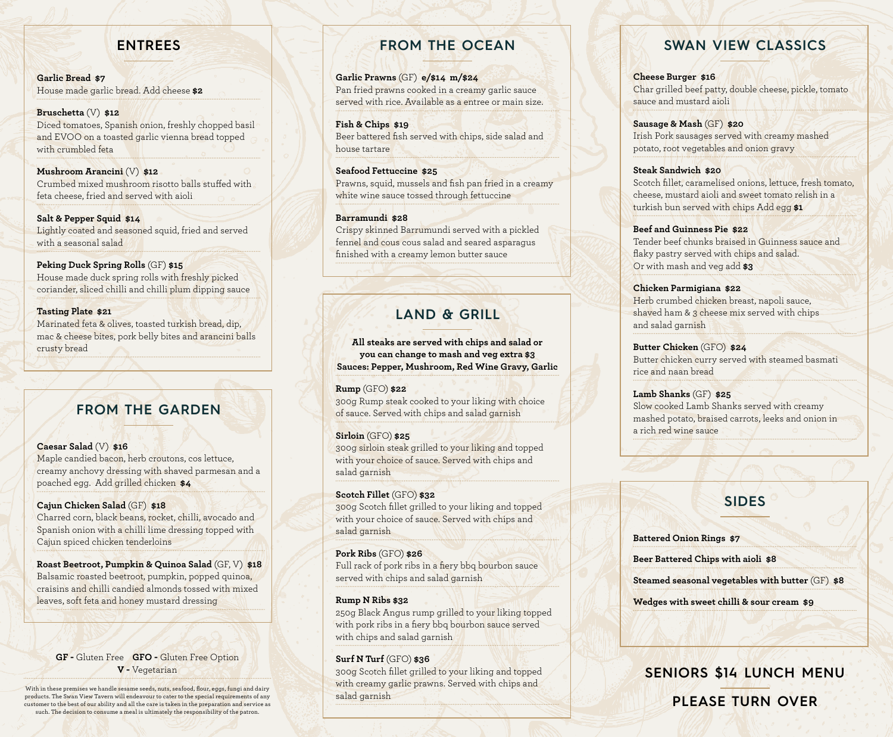## ENTREES

**Garlic Bread $7**
House made garlic bread. Add cheese **$2**

**Bruschetta** (V) **$12**
Diced tomatoes, Spanish onion, freshly chopped basil and EVOO on a toasted garlic vienna bread topped with crumbled feta

**Mushroom Arancini** (V) **$12**
Crumbed mixed mushroom risotto balls stuffed with feta cheese, fried and served with aioli

**Salt & Pepper Squid $14**
Lightly coated and seasoned squid, fried and served with a seasonal salad

**Peking Duck Spring Rolls** (GF) **$15**
House made duck spring rolls with freshly picked coriander, sliced chilli and chilli plum dipping sauce

**Tasting Plate $21**
Marinated feta & olives, toasted turkish bread, dip, mac & cheese bites, pork belly bites and arancini balls crusty bread

## FROM THE GARDEN

**Caesar Salad** (V) **$16**
Maple candied bacon, herb croutons, cos lettuce, creamy anchovy dressing with shaved parmesan and a poached egg. Add grilled chicken **$4**

**Cajun Chicken Salad** (GF) **$18**
Charred corn, black beans, rocket, chilli, avocado and Spanish onion with a chilli lime dressing topped with Cajun spiced chicken tenderloins

**Roast Beetroot, Pumpkin & Quinoa Salad** (GF, V) **$18**
Balsamic roasted beetroot, pumpkin, popped quinoa, craisins and chilli candied almonds tossed with mixed leaves, soft feta and honey mustard dressing

**GF -** Gluten Free **GFO -** Gluten Free Option
**V -** Vegetarian

With in these premises we handle sesame seeds, nuts, seafood, flour, eggs, fungi and dairy products. The Swan View Tavern will endeavour to cater to the special requirements of any customer to the best of our ability and all the care is taken in the preparation and service as such. The decision to consume a meal is ultimately the responsibility of the patron.

## FROM THE OCEAN

**Garlic Prawns** (GF) **e/$14 m/$24**
Pan fried prawns cooked in a creamy garlic sauce served with rice. Available as a entree or main size.

**Fish & Chips $19**
Beer battered fish served with chips, side salad and house tartare

**Seafood Fettuccine $25**
Prawns, squid, mussels and fish pan fried in a creamy white wine sauce tossed through fettuccine

**Barramundi $28**
Crispy skinned Barrumundi served with a pickled fennel and cous cous salad and seared asparagus finished with a creamy lemon butter sauce

## LAND & GRILL

**All steaks are served with chips and salad or you can change to mash and veg extra $3**
**Sauces: Pepper, Mushroom, Red Wine Gravy, Garlic**

**Rump** (GFO) **$22**
300g Rump steak cooked to your liking with choice of sauce. Served with chips and salad garnish

**Sirloin** (GFO) **$25**
300g sirloin steak grilled to your liking and topped with your choice of sauce. Served with chips and salad garnish

**Scotch Fillet** (GFO) **$32**
300g Scotch fillet grilled to your liking and topped with your choice of sauce. Served with chips and salad garnish

**Pork Ribs** (GFO) **$26**
Full rack of pork ribs in a fiery bbq bourbon sauce served with chips and salad garnish

**Rump N Ribs $32**
250g Black Angus rump grilled to your liking topped with pork ribs in a fiery bbq bourbon sauce served with chips and salad garnish

**Surf N Turf** (GFO) **$36**
300g Scotch fillet grilled to your liking and topped with creamy garlic prawns. Served with chips and salad garnish

## SWAN VIEW CLASSICS

**Cheese Burger $16**
Char grilled beef patty, double cheese, pickle, tomato sauce and mustard aioli

**Sausage & Mash** (GF) **$20**
Irish Pork sausages served with creamy mashed potato, root vegetables and onion gravy

**Steak Sandwich $20**
Scotch fillet, caramelised onions, lettuce, fresh tomato, cheese, mustard aioli and sweet tomato relish in a turkish bun served with chips Add egg **$1**

**Beef and Guinness Pie $22**
Tender beef chunks braised in Guinness sauce and flaky pastry served with chips and salad.
Or with mash and veg add **$3**

**Chicken Parmigiana $22**
Herb crumbed chicken breast, napoli sauce, shaved ham & 3 cheese mix served with chips and salad garnish

**Butter Chicken** (GFO) **$24**
Butter chicken curry served with steamed basmati rice and naan bread

**Lamb Shanks** (GF) **$25**
Slow cooked Lamb Shanks served with creamy mashed potato, braised carrots, leeks and onion in a rich red wine sauce

## SIDES

**Battered Onion Rings $7**

**Beer Battered Chips with aioli $8**

**Steamed seasonal vegetables with butter** (GF) **$8**

**Wedges with sweet chilli & sour cream $9**

## SENIORS $14 LUNCH MENU

## PLEASE TURN OVER